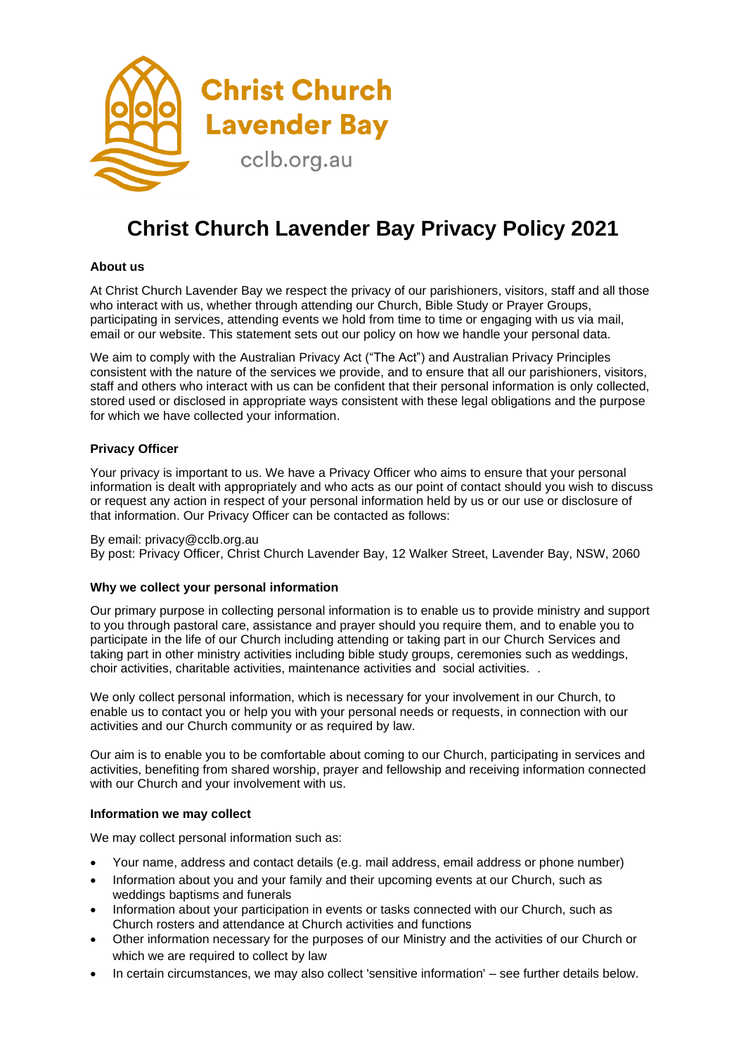Christ Church Lavender Bay

cclb.org.au

# Christ Church Lavender Bay Privacy Policy 2021

**About us**

At Christ Church Lavender Bay we respect the privacy of our parishioners, visitors, staff and all those who interact with us, whether through attending our Church, Bible Study or Prayer Groups, participating in services, attending events we hold from time to time or engaging with us via mail, email or our website. This statement sets out our policy on how we handle your personal data.

We aim to comply with the Australian Privacy Act ("The Act") and Australian Privacy Principles consistent with the nature of the services we provide, and to ensure that all our parishioners, visitors, staff and others who interact with us can be confident that their personal information is only collected, stored used or disclosed in appropriate ways consistent with these legal obligations and the purpose for which we have collected your information.

**Privacy Officer**

Your privacy is important to us. We have a Privacy Officer who aims to ensure that your personal information is dealt with appropriately and who acts as our point of contact should you wish to discuss or request any action in respect of your personal information held by us or our use or disclosure of that information. Our Privacy Officer can be contacted as follows:

By email: privacy@cclb.org.au
By post: Privacy Officer, Christ Church Lavender Bay, 12 Walker Street, Lavender Bay, NSW, 2060

**Why we collect your personal information**

Our primary purpose in collecting personal information is to enable us to provide ministry and support to you through pastoral care, assistance and prayer should you require them, and to enable you to participate in the life of our Church including attending or taking part in our Church Services and taking part in other ministry activities including bible study groups, ceremonies such as weddings, choir activities, charitable activities, maintenance activities and social activities. .

We only collect personal information, which is necessary for your involvement in our Church, to enable us to contact you or help you with your personal needs or requests, in connection with our activities and our Church community or as required by law.

Our aim is to enable you to be comfortable about coming to our Church, participating in services and activities, benefiting from shared worship, prayer and fellowship and receiving information connected with our Church and your involvement with us.

**Information we may collect**

We may collect personal information such as:

- Your name, address and contact details (e.g. mail address, email address or phone number)
- Information about you and your family and their upcoming events at our Church, such as weddings baptisms and funerals
- Information about your participation in events or tasks connected with our Church, such as Church rosters and attendance at Church activities and functions
- Other information necessary for the purposes of our Ministry and the activities of our Church or which we are required to collect by law
- In certain circumstances, we may also collect 'sensitive information' – see further details below.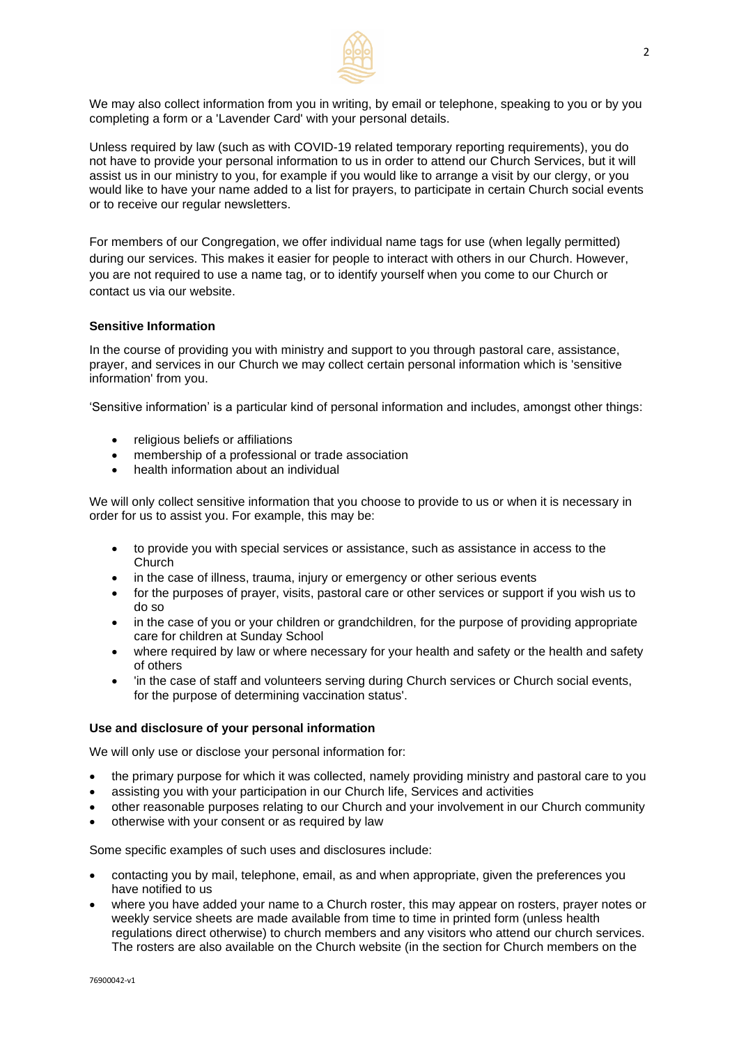We may also collect information from you in writing, by email or telephone, speaking to you or by you completing a form or a 'Lavender Card' with your personal details.

Unless required by law (such as with COVID-19 related temporary reporting requirements), you do not have to provide your personal information to us in order to attend our Church Services, but it will assist us in our ministry to you, for example if you would like to arrange a visit by our clergy, or you would like to have your name added to a list for prayers, to participate in certain Church social events or to receive our regular newsletters.

For members of our Congregation, we offer individual name tags for use (when legally permitted) during our services. This makes it easier for people to interact with others in our Church. However, you are not required to use a name tag, or to identify yourself when you come to our Church or contact us via our website.

**Sensitive Information**

In the course of providing you with ministry and support to you through pastoral care, assistance, prayer, and services in our Church we may collect certain personal information which is 'sensitive information' from you.

'Sensitive information' is a particular kind of personal information and includes, amongst other things:

- religious beliefs or affiliations
- membership of a professional or trade association
- health information about an individual

We will only collect sensitive information that you choose to provide to us or when it is necessary in order for us to assist you. For example, this may be:

- to provide you with special services or assistance, such as assistance in access to the Church
- in the case of illness, trauma, injury or emergency or other serious events
- for the purposes of prayer, visits, pastoral care or other services or support if you wish us to do so
- in the case of you or your children or grandchildren, for the purpose of providing appropriate care for children at Sunday School
- where required by law or where necessary for your health and safety or the health and safety of others
- 'in the case of staff and volunteers serving during Church services or Church social events, for the purpose of determining vaccination status'.

**Use and disclosure of your personal information**

We will only use or disclose your personal information for:

- the primary purpose for which it was collected, namely providing ministry and pastoral care to you
- assisting you with your participation in our Church life, Services and activities
- other reasonable purposes relating to our Church and your involvement in our Church community
- otherwise with your consent or as required by law

Some specific examples of such uses and disclosures include:

- contacting you by mail, telephone, email, as and when appropriate, given the preferences you have notified to us
- where you have added your name to a Church roster, this may appear on rosters, prayer notes or weekly service sheets are made available from time to time in printed form (unless health regulations direct otherwise) to church members and any visitors who attend our church services. The rosters are also available on the Church website (in the section for Church members on the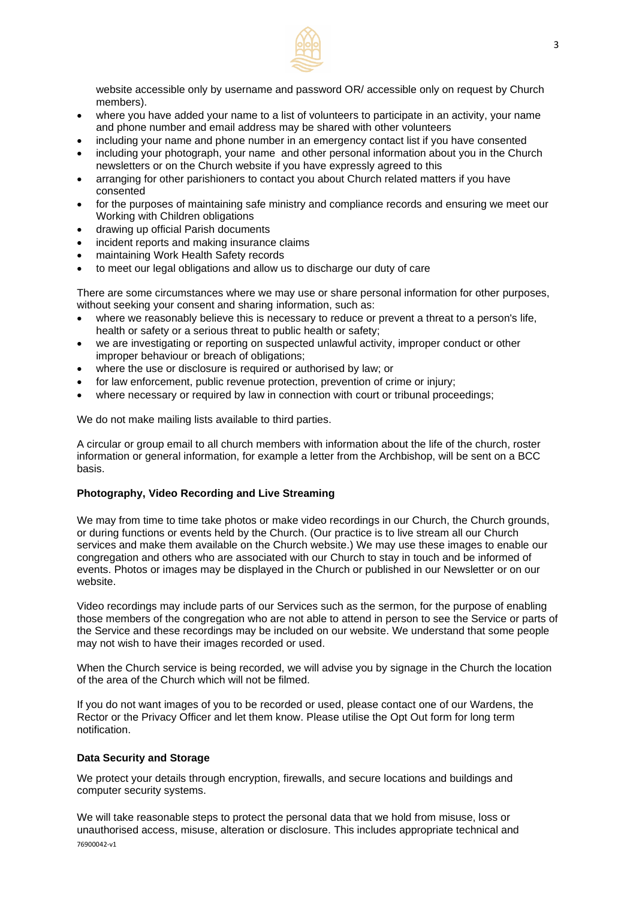website accessible only by username and password OR/ accessible only on request by Church members).

- where you have added your name to a list of volunteers to participate in an activity, your name and phone number and email address may be shared with other volunteers
- including your name and phone number in an emergency contact list if you have consented
- including your photograph, your name and other personal information about you in the Church newsletters or on the Church website if you have expressly agreed to this
- arranging for other parishioners to contact you about Church related matters if you have consented
- for the purposes of maintaining safe ministry and compliance records and ensuring we meet our Working with Children obligations
- drawing up official Parish documents
- incident reports and making insurance claims
- maintaining Work Health Safety records
- to meet our legal obligations and allow us to discharge our duty of care

There are some circumstances where we may use or share personal information for other purposes, without seeking your consent and sharing information, such as:

- where we reasonably believe this is necessary to reduce or prevent a threat to a person's life, health or safety or a serious threat to public health or safety;
- we are investigating or reporting on suspected unlawful activity, improper conduct or other improper behaviour or breach of obligations;
- where the use or disclosure is required or authorised by law; or
- for law enforcement, public revenue protection, prevention of crime or injury;
- where necessary or required by law in connection with court or tribunal proceedings;

We do not make mailing lists available to third parties.

A circular or group email to all church members with information about the life of the church, roster information or general information, for example a letter from the Archbishop, will be sent on a BCC basis.

**Photography, Video Recording and Live Streaming**

We may from time to time take photos or make video recordings in our Church, the Church grounds, or during functions or events held by the Church. (Our practice is to live stream all our Church services and make them available on the Church website.) We may use these images to enable our congregation and others who are associated with our Church to stay in touch and be informed of events. Photos or images may be displayed in the Church or published in our Newsletter or on our website.

Video recordings may include parts of our Services such as the sermon, for the purpose of enabling those members of the congregation who are not able to attend in person to see the Service or parts of the Service and these recordings may be included on our website. We understand that some people may not wish to have their images recorded or used.

When the Church service is being recorded, we will advise you by signage in the Church the location of the area of the Church which will not be filmed.

If you do not want images of you to be recorded or used, please contact one of our Wardens, the Rector or the Privacy Officer and let them know. Please utilise the Opt Out form for long term notification.

**Data Security and Storage**

We protect your details through encryption, firewalls, and secure locations and buildings and computer security systems.

We will take reasonable steps to protect the personal data that we hold from misuse, loss or unauthorised access, misuse, alteration or disclosure. This includes appropriate technical and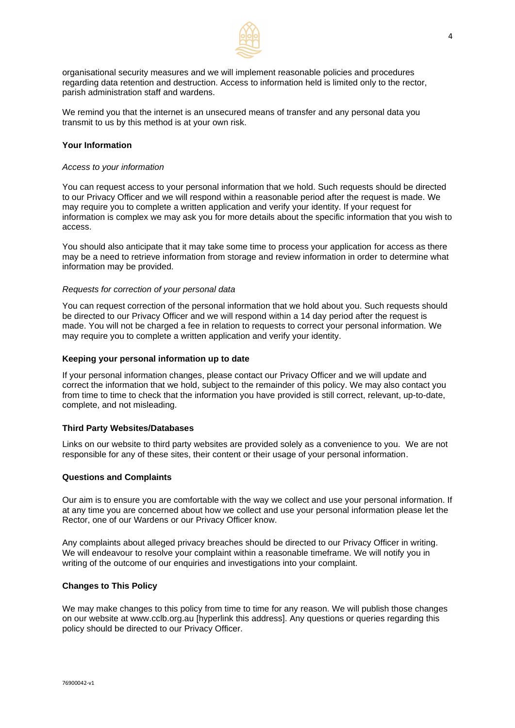organisational security measures and we will implement reasonable policies and procedures regarding data retention and destruction. Access to information held is limited only to the rector, parish administration staff and wardens.

We remind you that the internet is an unsecured means of transfer and any personal data you transmit to us by this method is at your own risk.

**Your Information**

*Access to your information*

You can request access to your personal information that we hold. Such requests should be directed to our Privacy Officer and we will respond within a reasonable period after the request is made. We may require you to complete a written application and verify your identity. If your request for information is complex we may ask you for more details about the specific information that you wish to access.

You should also anticipate that it may take some time to process your application for access as there may be a need to retrieve information from storage and review information in order to determine what information may be provided.

*Requests for correction of your personal data*

You can request correction of the personal information that we hold about you. Such requests should be directed to our Privacy Officer and we will respond within a 14 day period after the request is made. You will not be charged a fee in relation to requests to correct your personal information. We may require you to complete a written application and verify your identity.

**Keeping your personal information up to date**

If your personal information changes, please contact our Privacy Officer and we will update and correct the information that we hold, subject to the remainder of this policy. We may also contact you from time to time to check that the information you have provided is still correct, relevant, up-to-date, complete, and not misleading.

**Third Party Websites/Databases**

Links on our website to third party websites are provided solely as a convenience to you. We are not responsible for any of these sites, their content or their usage of your personal information.

**Questions and Complaints**

Our aim is to ensure you are comfortable with the way we collect and use your personal information. If at any time you are concerned about how we collect and use your personal information please let the Rector, one of our Wardens or our Privacy Officer know.

Any complaints about alleged privacy breaches should be directed to our Privacy Officer in writing. We will endeavour to resolve your complaint within a reasonable timeframe. We will notify you in writing of the outcome of our enquiries and investigations into your complaint.

**Changes to This Policy**

We may make changes to this policy from time to time for any reason. We will publish those changes on our website at www.cclb.org.au [hyperlink this address]. Any questions or queries regarding this policy should be directed to our Privacy Officer.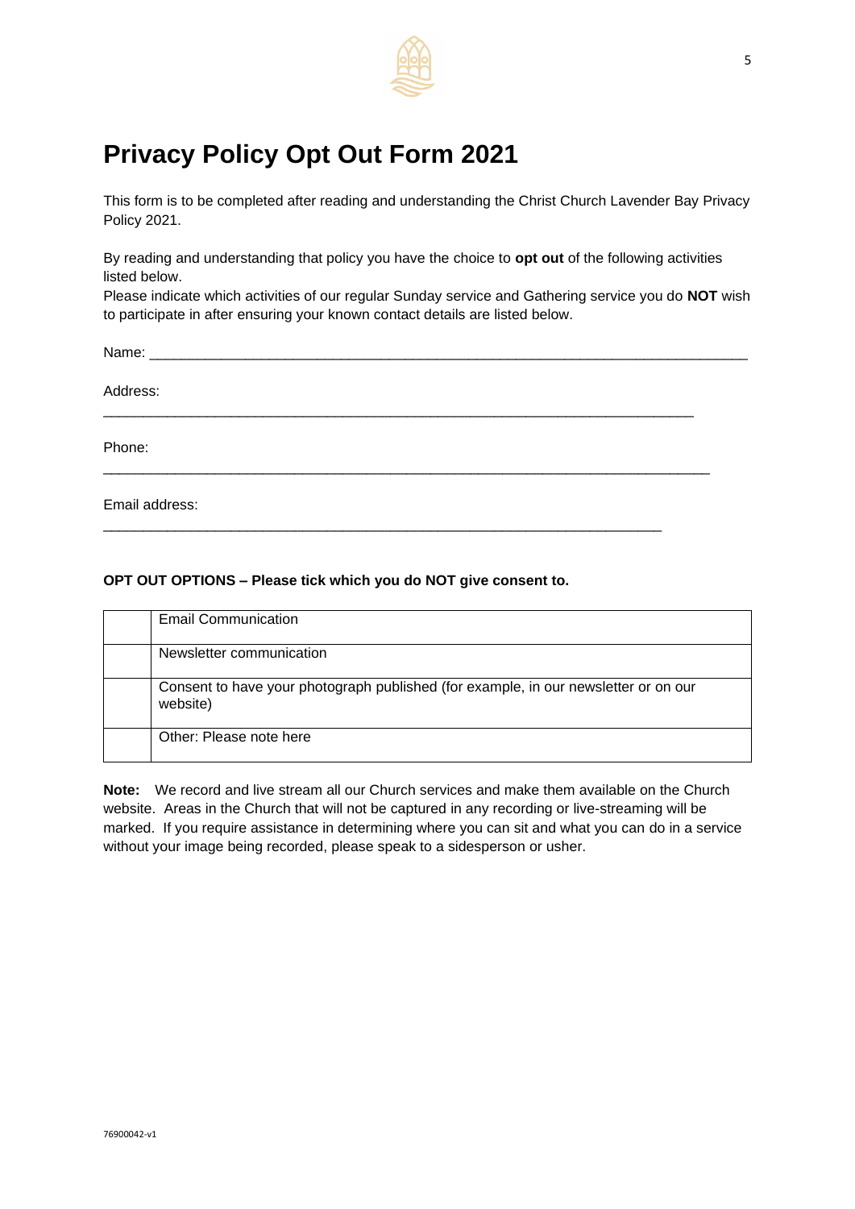# Privacy Policy Opt Out Form 2021

This form is to be completed after reading and understanding the Christ Church Lavender Bay Privacy Policy 2021.

By reading and understanding that policy you have the choice to **opt out** of the following activities listed below.
Please indicate which activities of our regular Sunday service and Gathering service you do **NOT** wish to participate in after ensuring your known contact details are listed below.

Name: ___________________________________________________________________________

Address:

_____________________________________________________________________________

Phone:

______________________________________________________________________________

Email address:

_________________________________________________________________________

**OPT OUT OPTIONS – Please tick which you do NOT give consent to.**

| | |
|---|---|
| | Email Communication |
| | Newsletter communication |
| | Consent to have your photograph published (for example, in our newsletter or on our website) |
| | Other: Please note here |

**Note:** We record and live stream all our Church services and make them available on the Church website. Areas in the Church that will not be captured in any recording or live-streaming will be marked. If you require assistance in determining where you can sit and what you can do in a service without your image being recorded, please speak to a sidesperson or usher.

76900042-v1